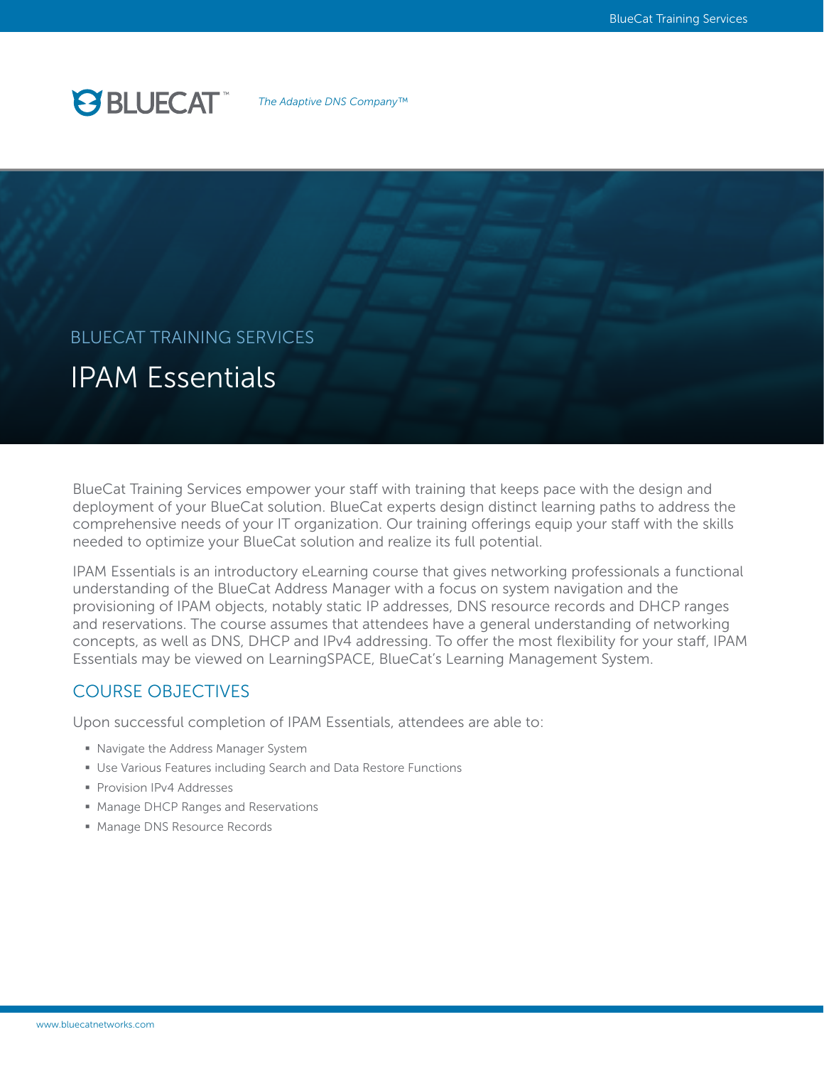BLUECAT™ *The Adaptive DNS Company™*

## BLUECAT TRAINING SERVICES

# IPAM Essentials

BlueCat Training Services empower your staff with training that keeps pace with the design and deployment of your BlueCat solution. BlueCat experts design distinct learning paths to address the comprehensive needs of your IT organization. Our training offerings equip your staff with the skills needed to optimize your BlueCat solution and realize its full potential.

IPAM Essentials is an introductory eLearning course that gives networking professionals a functional understanding of the BlueCat Address Manager with a focus on system navigation and the provisioning of IPAM objects, notably static IP addresses, DNS resource records and DHCP ranges and reservations. The course assumes that attendees have a general understanding of networking concepts, as well as DNS, DHCP and IPv4 addressing. To offer the most flexibility for your staff, IPAM Essentials may be viewed on LearningSPACE, BlueCat's Learning Management System.

## COURSE OBJECTIVES

Upon successful completion of IPAM Essentials, attendees are able to:

- Navigate the Address Manager System
- Use Various Features including Search and Data Restore Functions
- Provision IPv4 Addresses
- Manage DHCP Ranges and Reservations
- Manage DNS Resource Records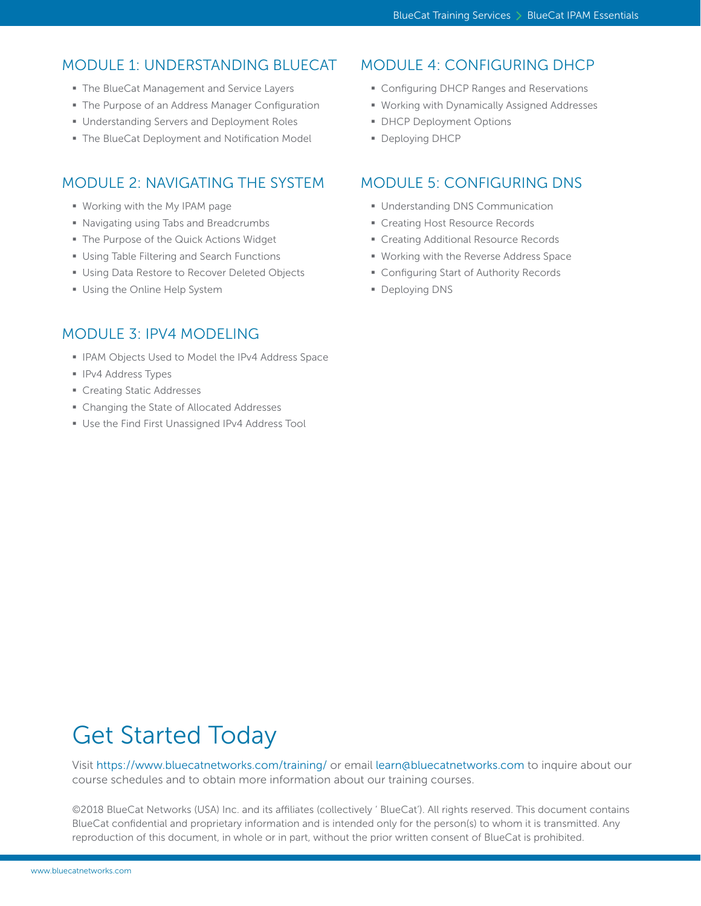## MODULE 1: UNDERSTANDING BLUECAT

- The BlueCat Management and Service Layers
- The Purpose of an Address Manager Configuration
- Understanding Servers and Deployment Roles
- The BlueCat Deployment and Notification Model

## MODULE 2: NAVIGATING THE SYSTEM

- Working with the My IPAM page
- Navigating using Tabs and Breadcrumbs
- The Purpose of the Quick Actions Widget
- Using Table Filtering and Search Functions
- Using Data Restore to Recover Deleted Objects
- Using the Online Help System

## MODULE 3: IPV4 MODELING

- IPAM Objects Used to Model the IPv4 Address Space
- IPv4 Address Types
- Creating Static Addresses
- Changing the State of Allocated Addresses
- Use the Find First Unassigned IPv4 Address Tool

## MODULE 4: CONFIGURING DHCP

- Configuring DHCP Ranges and Reservations
- Working with Dynamically Assigned Addresses
- DHCP Deployment Options
- Deploying DHCP

## MODULE 5: CONFIGURING DNS

- Understanding DNS Communication
- Creating Host Resource Records
- Creating Additional Resource Records
- Working with the Reverse Address Space
- Configuring Start of Authority Records
- Deploying DNS

# Get Started Today

Visit https://www.bluecatnetworks.com/training/ or email learn@bluecatnetworks.com to inquire about our course schedules and to obtain more information about our training courses.

©2018 BlueCat Networks (USA) Inc. and its affiliates (collectively ' BlueCat'). All rights reserved. This document contains BlueCat confidential and proprietary information and is intended only for the person(s) to whom it is transmitted. Any reproduction of this document, in whole or in part, without the prior written consent of BlueCat is prohibited.